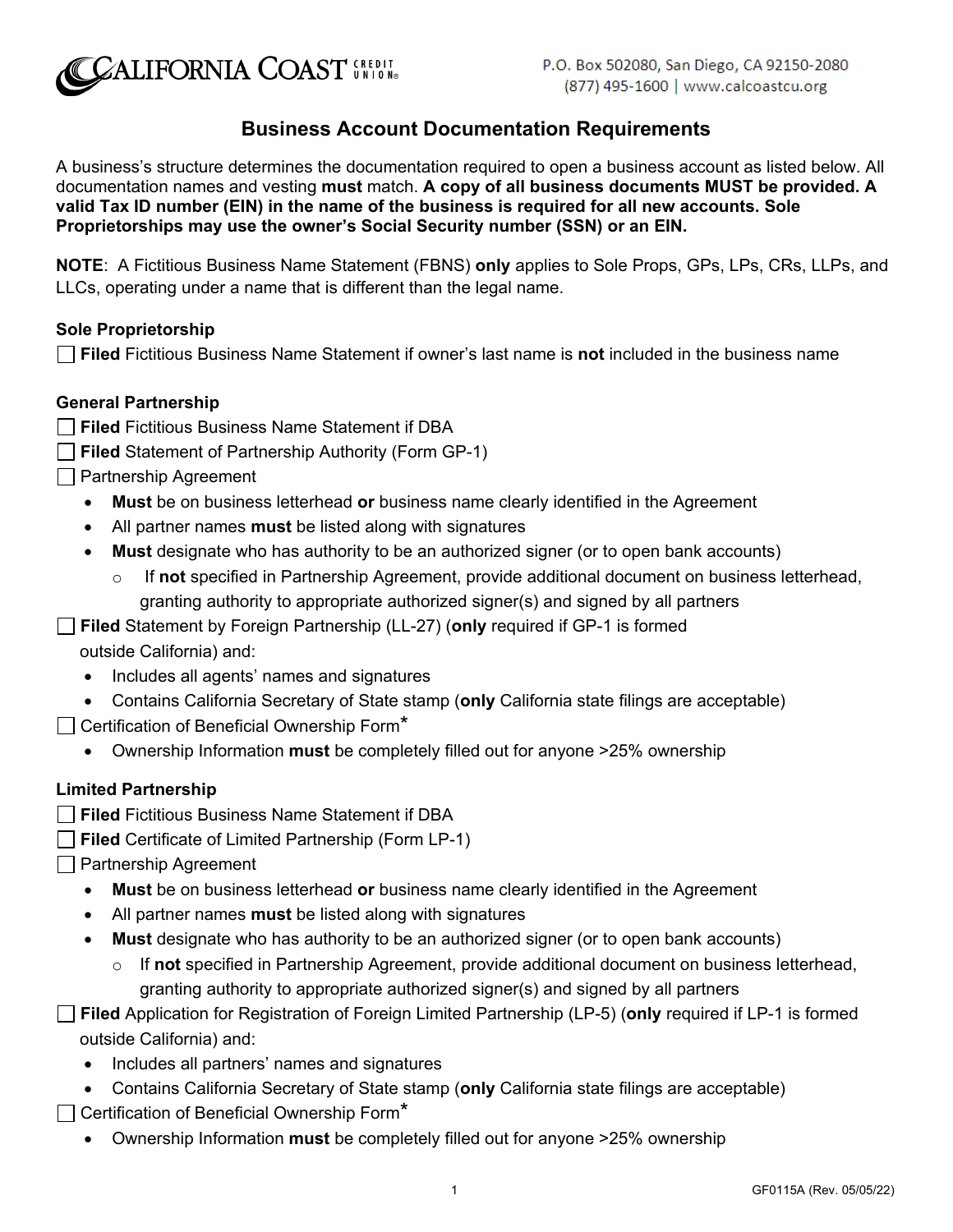# Business Account Documentation Requirements

A business's structure determines the documentation required to open a business account as listed below. All documentation names and vesting **must** match. **A copy of all business documents MUST be provided. A valid Tax ID number (EIN) in the name of the business is required for all new accounts. Sole Proprietorships may use the owner's Social Security number (SSN) or an EIN.**

**NOTE**: A Fictitious Business Name Statement (FBNS) **only** applies to Sole Props, GPs, LPs, CRs, LLPs, and LLCs, operating under a name that is different than the legal name.

### Sole Proprietorship

- [ ] **Filed** Fictitious Business Name Statement if owner's last name is **not** included in the business name

### General Partnership

- [ ] **Filed** Fictitious Business Name Statement if DBA
- [ ] **Filed** Statement of Partnership Authority (Form GP-1)
- [ ] Partnership Agreement
  - **Must** be on business letterhead **or** business name clearly identified in the Agreement
  - All partner names **must** be listed along with signatures
  - **Must** designate who has authority to be an authorized signer (or to open bank accounts)
    - If **not** specified in Partnership Agreement, provide additional document on business letterhead, granting authority to appropriate authorized signer(s) and signed by all partners
- [ ] **Filed** Statement by Foreign Partnership (LL-27) (**only** required if GP-1 is formed outside California) and:
  - Includes all agents' names and signatures
  - Contains California Secretary of State stamp (**only** California state filings are acceptable)
- [ ] Certification of Beneficial Ownership Form*
  - Ownership Information **must** be completely filled out for anyone >25% ownership

### Limited Partnership

- [ ] **Filed** Fictitious Business Name Statement if DBA
- [ ] **Filed** Certificate of Limited Partnership (Form LP-1)
- [ ] Partnership Agreement
  - **Must** be on business letterhead **or** business name clearly identified in the Agreement
  - All partner names **must** be listed along with signatures
  - **Must** designate who has authority to be an authorized signer (or to open bank accounts)
    - If **not** specified in Partnership Agreement, provide additional document on business letterhead, granting authority to appropriate authorized signer(s) and signed by all partners
- [ ] **Filed** Application for Registration of Foreign Limited Partnership (LP-5) (**only** required if LP-1 is formed outside California) and:
  - Includes all partners' names and signatures
  - Contains California Secretary of State stamp (**only** California state filings are acceptable)
- [ ] Certification of Beneficial Ownership Form*
  - Ownership Information **must** be completely filled out for anyone >25% ownership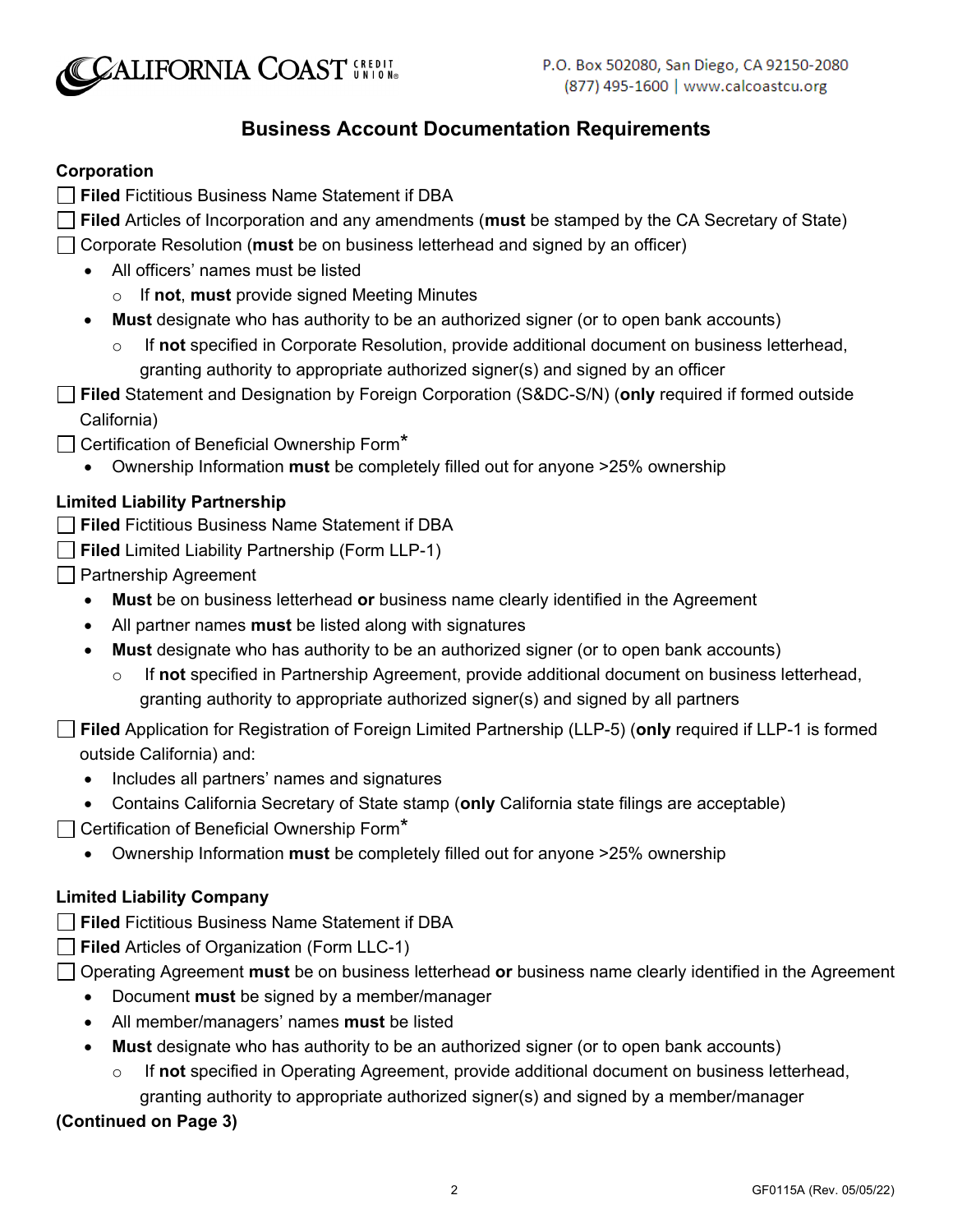## Business Account Documentation Requirements

### Corporation

- ☐ **Filed** Fictitious Business Name Statement if DBA
- ☐ **Filed** Articles of Incorporation and any amendments (**must** be stamped by the CA Secretary of State)
- ☐ Corporate Resolution (**must** be on business letterhead and signed by an officer)
  - All officers' names must be listed
    - If **not**, **must** provide signed Meeting Minutes
  - **Must** designate who has authority to be an authorized signer (or to open bank accounts)
    - If **not** specified in Corporate Resolution, provide additional document on business letterhead, granting authority to appropriate authorized signer(s) and signed by an officer
- ☐ **Filed** Statement and Designation by Foreign Corporation (S&DC-S/N) (**only** required if formed outside California)
- ☐ Certification of Beneficial Ownership Form*
  - Ownership Information **must** be completely filled out for anyone >25% ownership

### Limited Liability Partnership

- ☐ **Filed** Fictitious Business Name Statement if DBA
- ☐ **Filed** Limited Liability Partnership (Form LLP-1)
- ☐ Partnership Agreement
  - **Must** be on business letterhead **or** business name clearly identified in the Agreement
  - All partner names **must** be listed along with signatures
  - **Must** designate who has authority to be an authorized signer (or to open bank accounts)
    - If **not** specified in Partnership Agreement, provide additional document on business letterhead, granting authority to appropriate authorized signer(s) and signed by all partners
- ☐ **Filed** Application for Registration of Foreign Limited Partnership (LLP-5) (**only** required if LLP-1 is formed outside California) and:
  - Includes all partners' names and signatures
  - Contains California Secretary of State stamp (**only** California state filings are acceptable)
- ☐ Certification of Beneficial Ownership Form*
  - Ownership Information **must** be completely filled out for anyone >25% ownership

### Limited Liability Company

- ☐ **Filed** Fictitious Business Name Statement if DBA
- ☐ **Filed** Articles of Organization (Form LLC-1)
- ☐ Operating Agreement **must** be on business letterhead **or** business name clearly identified in the Agreement
  - Document **must** be signed by a member/manager
  - All member/managers' names **must** be listed
  - **Must** designate who has authority to be an authorized signer (or to open bank accounts)
    - If **not** specified in Operating Agreement, provide additional document on business letterhead, granting authority to appropriate authorized signer(s) and signed by a member/manager

**(Continued on Page 3)**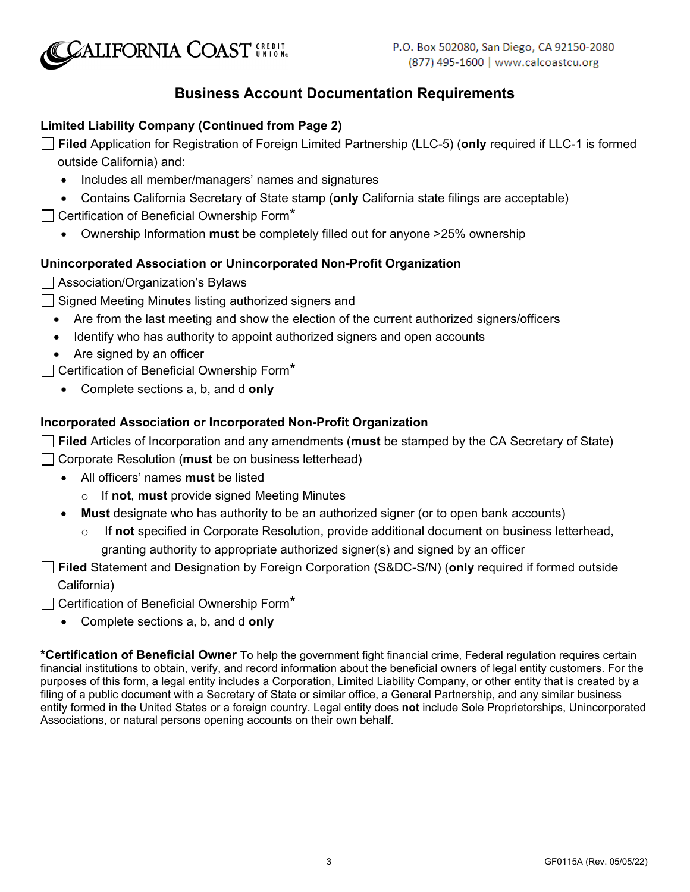# Business Account Documentation Requirements

## Limited Liability Company (Continued from Page 2)

- [ ] **Filed** Application for Registration of Foreign Limited Partnership (LLC-5) (**only** required if LLC-1 is formed outside California) and:
  - Includes all member/managers' names and signatures
  - Contains California Secretary of State stamp (**only** California state filings are acceptable)
- [ ] Certification of Beneficial Ownership Form*
  - Ownership Information **must** be completely filled out for anyone >25% ownership

## Unincorporated Association or Unincorporated Non-Profit Organization

- [ ] Association/Organization's Bylaws
- [ ] Signed Meeting Minutes listing authorized signers and
  - Are from the last meeting and show the election of the current authorized signers/officers
  - Identify who has authority to appoint authorized signers and open accounts
  - Are signed by an officer
- [ ] Certification of Beneficial Ownership Form*
  - Complete sections a, b, and d **only**

## Incorporated Association or Incorporated Non-Profit Organization

- [ ] **Filed** Articles of Incorporation and any amendments (**must** be stamped by the CA Secretary of State)
- [ ] Corporate Resolution (**must** be on business letterhead)
  - All officers' names **must** be listed
    - If **not**, **must** provide signed Meeting Minutes
  - **Must** designate who has authority to be an authorized signer (or to open bank accounts)
    - If **not** specified in Corporate Resolution, provide additional document on business letterhead, granting authority to appropriate authorized signer(s) and signed by an officer
- [ ] **Filed** Statement and Designation by Foreign Corporation (S&DC-S/N) (**only** required if formed outside California)
- [ ] Certification of Beneficial Ownership Form*
  - Complete sections a, b, and d **only**

***Certification of Beneficial Owner** To help the government fight financial crime, Federal regulation requires certain financial institutions to obtain, verify, and record information about the beneficial owners of legal entity customers. For the purposes of this form, a legal entity includes a Corporation, Limited Liability Company, or other entity that is created by a filing of a public document with a Secretary of State or similar office, a General Partnership, and any similar business entity formed in the United States or a foreign country. Legal entity does **not** include Sole Proprietorships, Unincorporated Associations, or natural persons opening accounts on their own behalf.